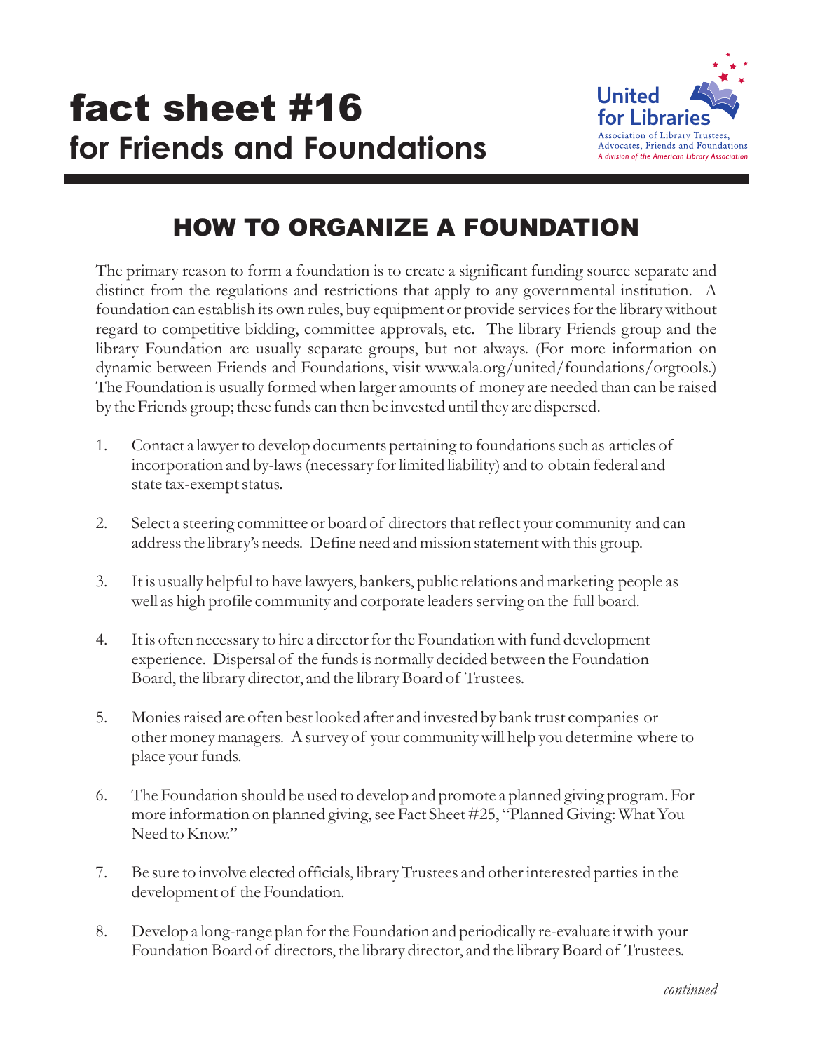# fact sheet #16

## for Friends and Foundations

United for Libraries
Association of Library Trustees, Advocates, Friends and Foundations
*A division of the American Library Association*

## HOW TO ORGANIZE A FOUNDATION

The primary reason to form a foundation is to create a significant funding source separate and distinct from the regulations and restrictions that apply to any governmental institution. A foundation can establish its own rules, buy equipment or provide services for the library without regard to competitive bidding, committee approvals, etc. The library Friends group and the library Foundation are usually separate groups, but not always. (For more information on dynamic between Friends and Foundations, visit www.ala.org/united/foundations/orgtools.) The Foundation is usually formed when larger amounts of money are needed than can be raised by the Friends group; these funds can then be invested until they are dispersed.

1. Contact a lawyer to develop documents pertaining to foundations such as articles of incorporation and by-laws (necessary for limited liability) and to obtain federal and state tax-exempt status.

2. Select a steering committee or board of directors that reflect your community and can address the library's needs. Define need and mission statement with this group.

3. It is usually helpful to have lawyers, bankers, public relations and marketing people as well as high profile community and corporate leaders serving on the full board.

4. It is often necessary to hire a director for the Foundation with fund development experience. Dispersal of the funds is normally decided between the Foundation Board, the library director, and the library Board of Trustees.

5. Monies raised are often best looked after and invested by bank trust companies or other money managers. A survey of your community will help you determine where to place your funds.

6. The Foundation should be used to develop and promote a planned giving program. For more information on planned giving, see Fact Sheet #25, "Planned Giving: What You Need to Know."

7. Be sure to involve elected officials, library Trustees and other interested parties in the development of the Foundation.

8. Develop a long-range plan for the Foundation and periodically re-evaluate it with your Foundation Board of directors, the library director, and the library Board of Trustees.

*continued*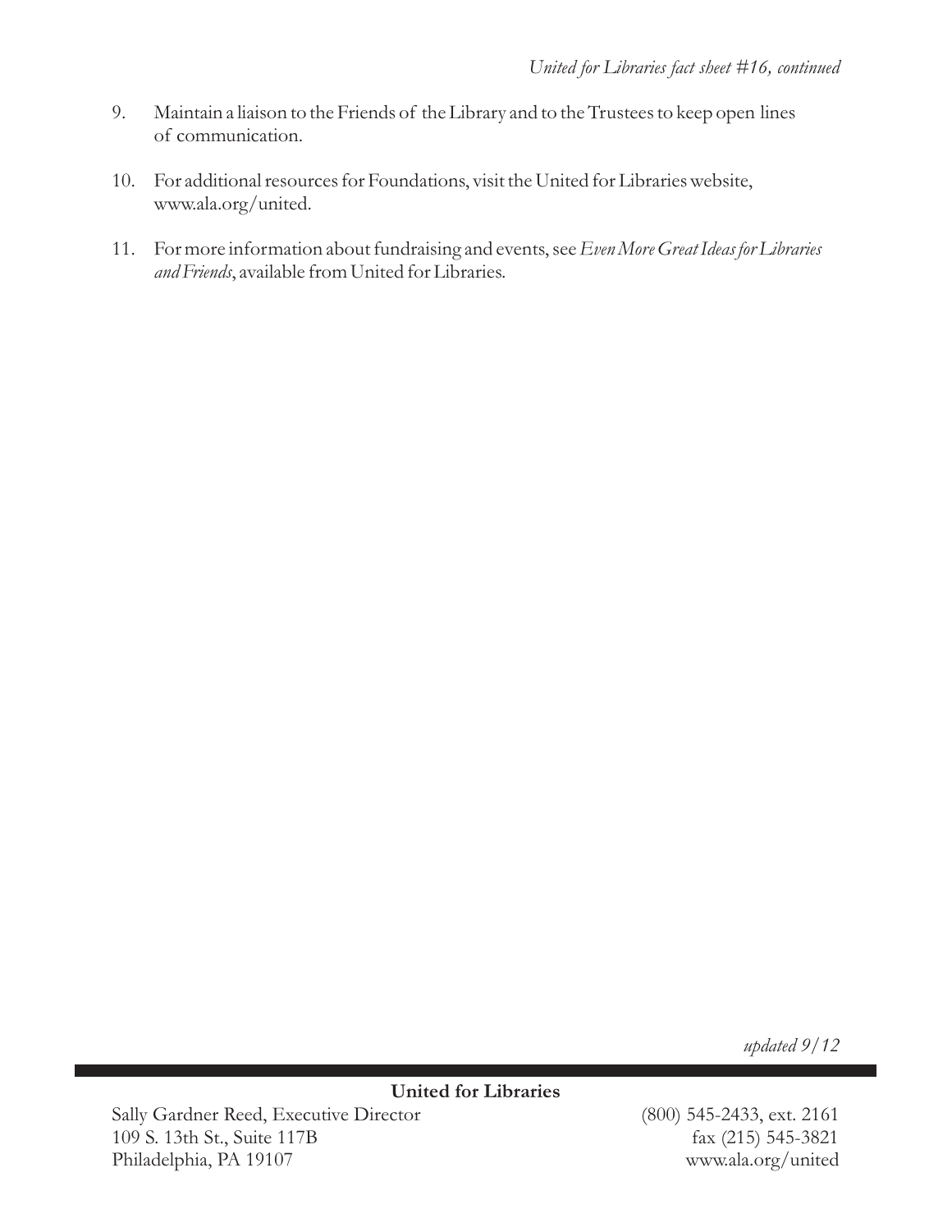9. Maintain a liaison to the Friends of the Library and to the Trustees to keep open lines of communication.

10. For additional resources for Foundations, visit the United for Libraries website, www.ala.org/united.

11. For more information about fundraising and events, see *Even More Great Ideas for Libraries and Friends*, available from United for Libraries.

*updated 9/12*

**United for Libraries**

Sally Gardner Reed, Executive Director
109 S. 13th St., Suite 117B
Philadelphia, PA 19107

(800) 545-2433, ext. 2161
fax (215) 545-3821
www.ala.org/united